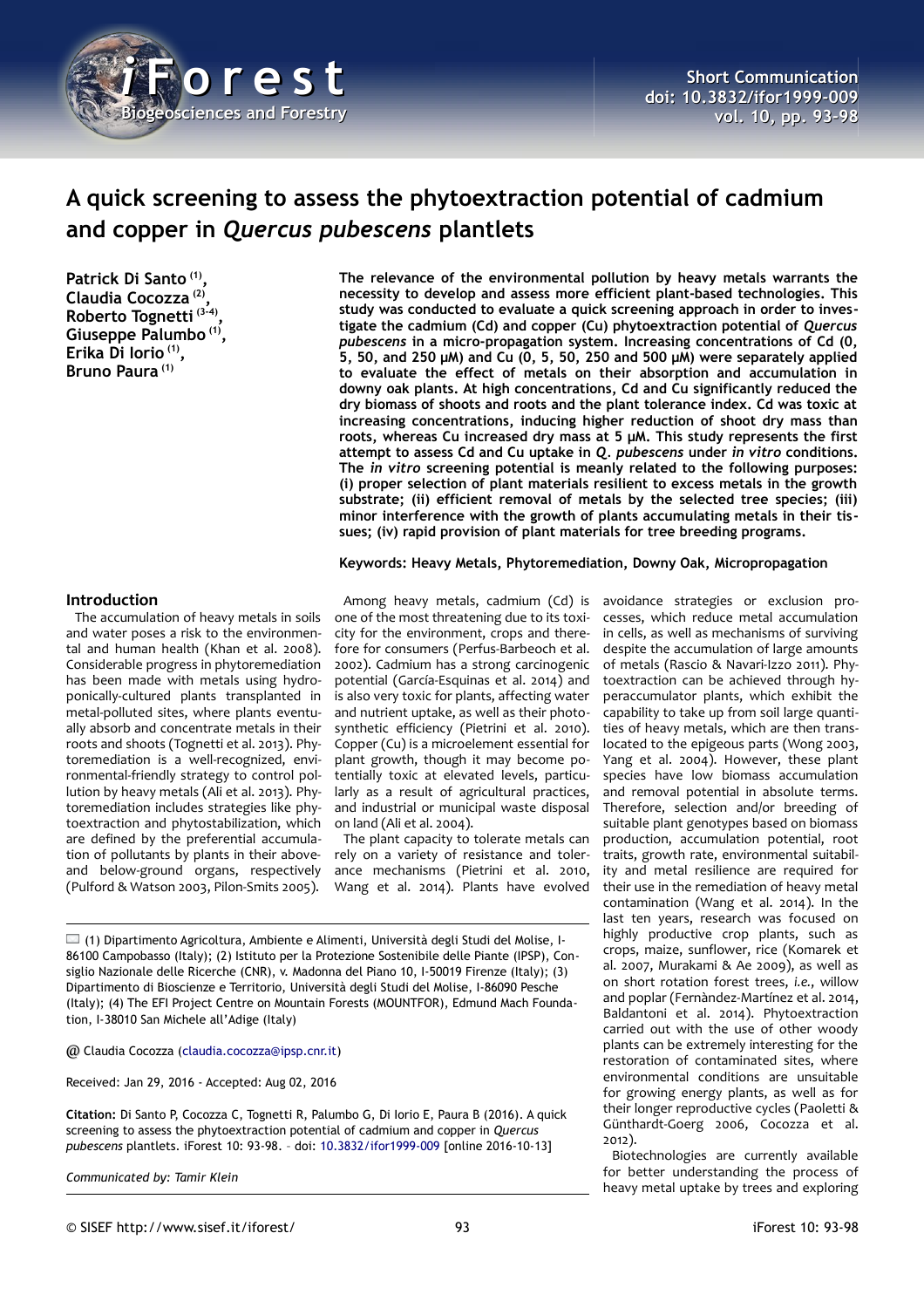# A quick screening to assess the phytoextraction potential of cadmium and copper in *Quercus pubescens* plantlets

**Patrick Di Santo [1], Claudia Cocozza [2], Roberto Tognetti [3-4], Giuseppe Palumbo [1], Erika Di Iorio [1], Bruno Paura [1]**

**The relevance of the environmental pollution by heavy metals warrants the necessity to develop and assess more efficient plant-based technologies. This study was conducted to evaluate a quick screening approach in order to investigate the cadmium (Cd) and copper (Cu) phytoextraction potential of *Quercus pubescens* in a micro-propagation system. Increasing concentrations of Cd (0, 5, 50, and 250 μM) and Cu (0, 5, 50, 250 and 500 μM) were separately applied to evaluate the effect of metals on their absorption and accumulation in downy oak plants. At high concentrations, Cd and Cu significantly reduced the dry biomass of shoots and roots and the plant tolerance index. Cd was toxic at increasing concentrations, inducing higher reduction of shoot dry mass than roots, whereas Cu increased dry mass at 5 μM. This study represents the first attempt to assess Cd and Cu uptake in *Q. pubescens* under *in vitro* conditions. The *in vitro* screening potential is meanly related to the following purposes: (i) proper selection of plant materials resilient to excess metals in the growth substrate; (ii) efficient removal of metals by the selected tree species; (iii) minor interference with the growth of plants accumulating metals in their tissues; (iv) rapid provision of plant materials for tree breeding programs.**

**Keywords: Heavy Metals, Phytoremediation, Downy Oak, Micropropagation**

## Introduction

The accumulation of heavy metals in soils and water poses a risk to the environmental and human health (Khan et al. 2008). Considerable progress in phytoremediation has been made with metals using hydroponically-cultured plants transplanted in metal-polluted sites, where plants eventually absorb and concentrate metals in their roots and shoots (Tognetti et al. 2013). Phytoremediation is a well-recognized, environmental-friendly strategy to control pollution by heavy metals (Ali et al. 2013). Phytoremediation includes strategies like phytoextraction and phytostabilization, which are defined by the preferential accumulation of pollutants by plants in their above- and below-ground organs, respectively (Pulford & Watson 2003, Pilon-Smits 2005).

Among heavy metals, cadmium (Cd) is one of the most threatening due to its toxicity for the environment, crops and therefore for consumers (Perfus-Barbeoch et al. 2002). Cadmium has a strong carcinogenic potential (García-Esquinas et al. 2014) and is also very toxic for plants, affecting water and nutrient uptake, as well as their photosynthetic efficiency (Pietrini et al. 2010). Copper (Cu) is a microelement essential for plant growth, though it may become potentially toxic at elevated levels, particularly as a result of agricultural practices, and industrial or municipal waste disposal on land (Ali et al. 2004).

The plant capacity to tolerate metals can rely on a variety of resistance and tolerance mechanisms (Pietrini et al. 2010, Wang et al. 2014). Plants have evolved avoidance strategies or exclusion processes, which reduce metal accumulation in cells, as well as mechanisms of surviving despite the accumulation of large amounts of metals (Rascio & Navari-Izzo 2011). Phytoextraction can be achieved through hyperaccumulator plants, which exhibit the capability to take up from soil large quantities of heavy metals, which are then translocated to the epigeous parts (Wong 2003, Yang et al. 2004). However, these plant species have low biomass accumulation and removal potential in absolute terms. Therefore, selection and/or breeding of suitable plant genotypes based on biomass production, accumulation potential, root traits, growth rate, environmental suitability and metal resilience are required for their use in the remediation of heavy metal contamination (Wang et al. 2014). In the last ten years, research was focused on highly productive crop plants, such as crops, maize, sunflower, rice (Komarek et al. 2007, Murakami & Ae 2009), as well as on short rotation forest trees, *i.e.*, willow and poplar (Fernàndez-Martínez et al. 2014, Baldantoni et al. 2014). Phytoextraction carried out with the use of other woody plants can be extremely interesting for the restoration of contaminated sites, where environmental conditions are unsuitable for growing energy plants, as well as for their longer reproductive cycles (Paoletti & Günthardt-Goerg 2006, Cocozza et al. 2012).

Biotechnologies are currently available for better understanding the process of heavy metal uptake by trees and exploring

---

(1) Dipartimento Agricoltura, Ambiente e Alimenti, Università degli Studi del Molise, I-86100 Campobasso (Italy); (2) Istituto per la Protezione Sostenibile delle Piante (IPSP), Consiglio Nazionale delle Ricerche (CNR), v. Madonna del Piano 10, I-50019 Firenze (Italy); (3) Dipartimento di Bioscienze e Territorio, Università degli Studi del Molise, I-86090 Pesche (Italy); (4) The EFI Project Centre on Mountain Forests (MOUNTFOR), Edmund Mach Foundation, I-38010 San Michele all'Adige (Italy)

@ Claudia Cocozza (claudia.cocozza@ipsp.cnr.it)

Received: Jan 29, 2016 - Accepted: Aug 02, 2016

**Citation:** Di Santo P, Cocozza C, Tognetti R, Palumbo G, Di Iorio E, Paura B (2016). A quick screening to assess the phytoextraction potential of cadmium and copper in *Quercus pubescens* plantlets. iForest 10: 93-98. – doi: 10.3832/ifor1999-009 [online 2016-10-13]

*Communicated by: Tamir Klein*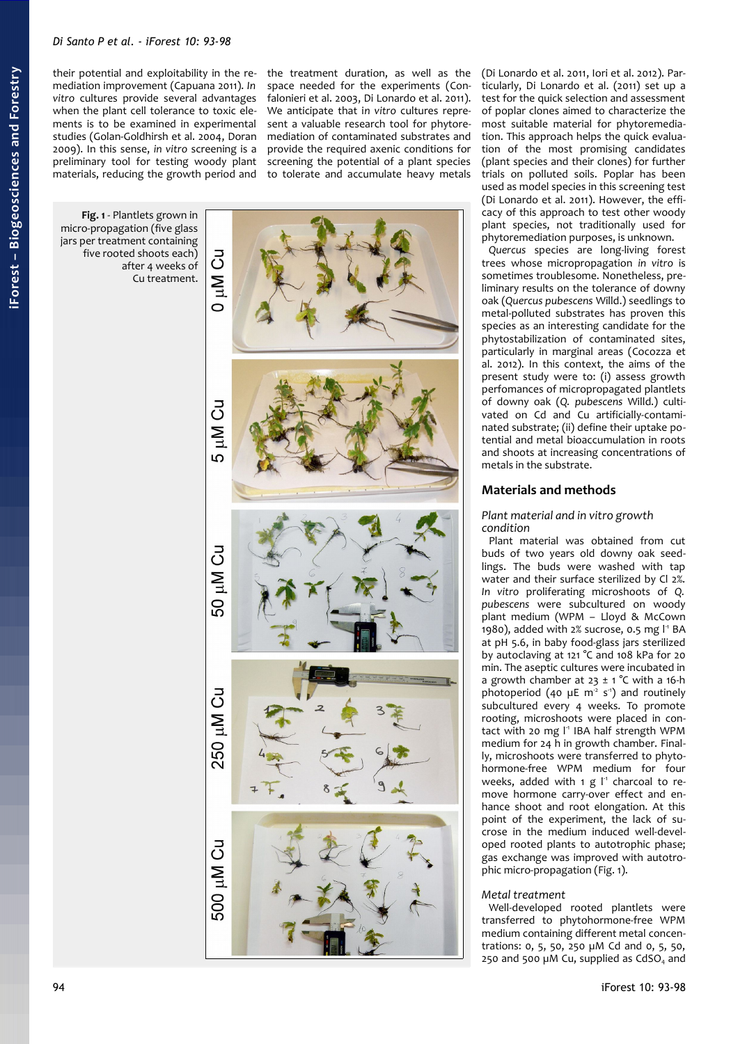their potential and exploitability in the remediation improvement (Capuana 2011). *In vitro* cultures provide several advantages when the plant cell tolerance to toxic elements is to be examined in experimental studies (Golan-Goldhirsh et al. 2004, Doran 2009). In this sense, *in vitro* screening is a preliminary tool for testing woody plant materials, reducing the growth period and the treatment duration, as well as the space needed for the experiments (Confalonieri et al. 2003, Di Lonardo et al. 2011). We anticipate that *in vitro* cultures represent a valuable research tool for phytoremediation of contaminated substrates and provide the required axenic conditions for screening the potential of a plant species to tolerate and accumulate heavy metals (Di Lonardo et al. 2011, Iori et al. 2012). Particularly, Di Lonardo et al. (2011) set up a test for the quick selection and assessment of poplar clones aimed to characterize the most suitable material for phytoremediation. This approach helps the quick evaluation of the most promising candidates (plant species and their clones) for further trials on polluted soils. Poplar has been used as model species in this screening test (Di Lonardo et al. 2011). However, the efficacy of this approach to test other woody plant species, not traditionally used for phytoremediation purposes, is unknown.

*Quercus* species are long-living forest trees whose micropropagation *in vitro* is sometimes troublesome. Nonetheless, preliminary results on the tolerance of downy oak (*Quercus pubescens* Willd.) seedlings to metal-polluted substrates has proven this species as an interesting candidate for the phytostabilization of contaminated sites, particularly in marginal areas (Cocozza et al. 2012). In this context, the aims of the present study were to: (i) assess growth perfomances of micropropagated plantlets of downy oak (*Q. pubescens* Willd.) cultivated on Cd and Cu artificially-contaminated substrate; (ii) define their uptake potential and metal bioaccumulation in roots and shoots at increasing concentrations of metals in the substrate.

**Fig. 1** - Plantlets grown in micro-propagation (five glass jars per treatment containing five rooted shoots each) after 4 weeks of Cu treatment.

## Materials and methods

### *Plant material and in vitro growth condition*

Plant material was obtained from cut buds of two years old downy oak seedlings. The buds were washed with tap water and their surface sterilized by Cl 2%. *In vitro* proliferating microshoots of *Q. pubescens* were subcultured on woody plant medium (WPM – Lloyd & McCown 1980), added with 2% sucrose, 0.5 mg $l^{-1}$ BA at pH 5.6, in baby food-glass jars sterilized by autoclaving at 121 °C and 108 kPa for 20 min. The aseptic cultures were incubated in a growth chamber at 23 ± 1 °C with a 16-h photoperiod (40 µE $m^{-2}$ $s^{-1}$) and routinely subcultured every 4 weeks. To promote rooting, microshoots were placed in contact with 20 mg $l^{-1}$ IBA half strength WPM medium for 24 h in growth chamber. Finally, microshoots were transferred to phytohormone-free WPM medium for four weeks, added with 1 g $l^{-1}$ charcoal to remove hormone carry-over effect and enhance shoot and root elongation. At this point of the experiment, the lack of sucrose in the medium induced well-developed rooted plants to autotrophic phase; gas exchange was improved with autotrophic micro-propagation (Fig. 1).

### *Metal treatment*

Well-developed rooted plantlets were transferred to phytohormone-free WPM medium containing different metal concentrations: 0, 5, 50, 250 µM Cd and 0, 5, 50, 250 and 500 µM Cu, supplied as $CdSO_4$ and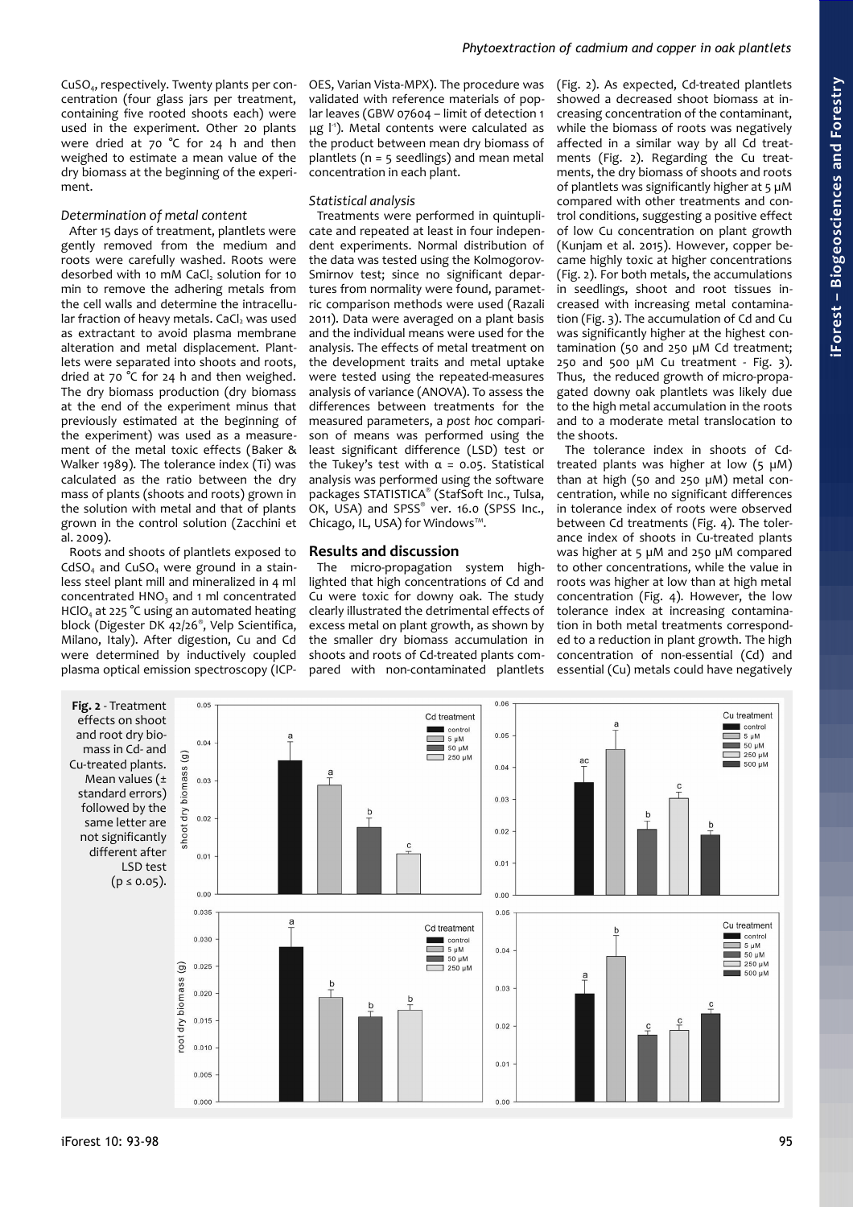$CuSO_4$, respectively. Twenty plants per concentration (four glass jars per treatment, containing five rooted shoots each) were used in the experiment. Other 20 plants were dried at 70 °C for 24 h and then weighed to estimate a mean value of the dry biomass at the beginning of the experiment.

### Determination of metal content

After 15 days of treatment, plantlets were gently removed from the medium and roots were carefully washed. Roots were desorbed with 10 mM $CaCl_2$ solution for 10 min to remove the adhering metals from the cell walls and determine the intracellular fraction of heavy metals. $CaCl_2$ was used as extractant to avoid plasma membrane alteration and metal displacement. Plantlets were separated into shoots and roots, dried at 70 °C for 24 h and then weighed. The dry biomass production (dry biomass at the end of the experiment minus that previously estimated at the beginning of the experiment) was used as a measurement of the metal toxic effects (Baker & Walker 1989). The tolerance index (Ti) was calculated as the ratio between the dry mass of plants (shoots and roots) grown in the solution with metal and that of plants grown in the control solution (Zacchini et al. 2009).

Roots and shoots of plantlets exposed to $CdSO_4$ and $CuSO_4$ were ground in a stainless steel plant mill and mineralized in 4 ml concentrated $HNO_3$ and 1 ml concentrated $HClO_4$ at 225 °C using an automated heating block (Digester DK 42/26®, Velp Scientifica, Milano, Italy). After digestion, Cu and Cd were determined by inductively coupled plasma optical emission spectroscopy (ICP-OES, Varian Vista-MPX). The procedure was validated with reference materials of poplar leaves (GBW 07604 – limit of detection 1 μg $l^{-1}$). Metal contents were calculated as the product between mean dry biomass of plantlets (n = 5 seedlings) and mean metal concentration in each plant.

### Statistical analysis

Treatments were performed in quintuplicate and repeated at least in four independent experiments. Normal distribution of the data was tested using the Kolmogorov-Smirnov test; since no significant departures from normality were found, parametric comparison methods were used (Razali 2011). Data were averaged on a plant basis and the individual means were used for the analysis. The effects of metal treatment on the development traits and metal uptake were tested using the repeated-measures analysis of variance (ANOVA). To assess the differences between treatments for the measured parameters, a *post hoc* comparison of means was performed using the least significant difference (LSD) test or the Tukey's test with $\alpha = 0.05$. Statistical analysis was performed using the software packages STATISTICA® (StafSoft Inc., Tulsa, OK, USA) and SPSS® ver. 16.0 (SPSS Inc., Chicago, IL, USA) for Windows™.

## Results and discussion

The micro-propagation system highlighted that high concentrations of Cd and Cu were toxic for downy oak. The study clearly illustrated the detrimental effects of excess metal on plant growth, as shown by the smaller dry biomass accumulation in shoots and roots of Cd-treated plants compared with non-contaminated plantlets (Fig. 2). As expected, Cd-treated plantlets showed a decreased shoot biomass at increasing concentration of the contaminant, while the biomass of roots was negatively affected in a similar way by all Cd treatments (Fig. 2). Regarding the Cu treatments, the dry biomass of shoots and roots of plantlets was significantly higher at 5 μM compared with other treatments and control conditions, suggesting a positive effect of low Cu concentration on plant growth (Kunjam et al. 2015). However, copper became highly toxic at higher concentrations (Fig. 2). For both metals, the accumulations in seedlings, shoot and root tissues increased with increasing metal contamination (Fig. 3). The accumulation of Cd and Cu was significantly higher at the highest contamination (50 and 250 μM Cd treatment; 250 and 500 μM Cu treatment - Fig. 3). Thus, the reduced growth of micro-propagated downy oak plantlets was likely due to the high metal accumulation in the roots and to a moderate metal translocation to the shoots.

The tolerance index in shoots of Cd-treated plants was higher at low (5 μM) than at high (50 and 250 μM) metal concentration, while no significant differences in tolerance index of roots were observed between Cd treatments (Fig. 4). The tolerance index of shoots in Cu-treated plants was higher at 5 μM and 250 μM compared to other concentrations, while the value in roots was higher at low than at high metal concentration (Fig. 4). However, the low tolerance index at increasing contamination in both metal treatments corresponded to a reduction in plant growth. The high concentration of non-essential (Cd) and essential (Cu) metals could have negatively

**Fig. 2** - Treatment effects on shoot and root dry biomass in Cd- and Cu-treated plants. Mean values (± standard errors) followed by the same letter are not significantly different after LSD test ($p \leq 0.05$).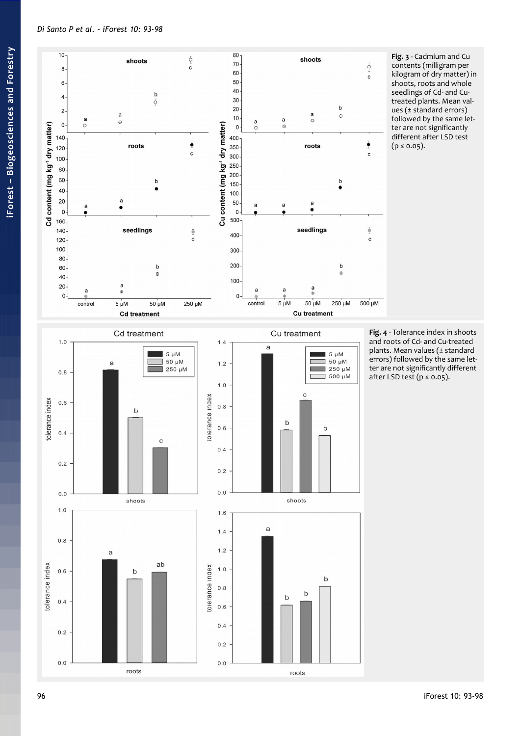**Fig. 3** - Cadmium and Cu contents (milligram per kilogram of dry matter) in shoots, roots and whole seedlings of Cd- and Cu-treated plants. Mean values (± standard errors) followed by the same letter are not significantly different after LSD test ($p \leq 0.05$).

**Fig. 4** - Tolerance index in shoots and roots of Cd- and Cu-treated plants. Mean values (± standard errors) followed by the same letter are not significantly different after LSD test ($p \leq 0.05$).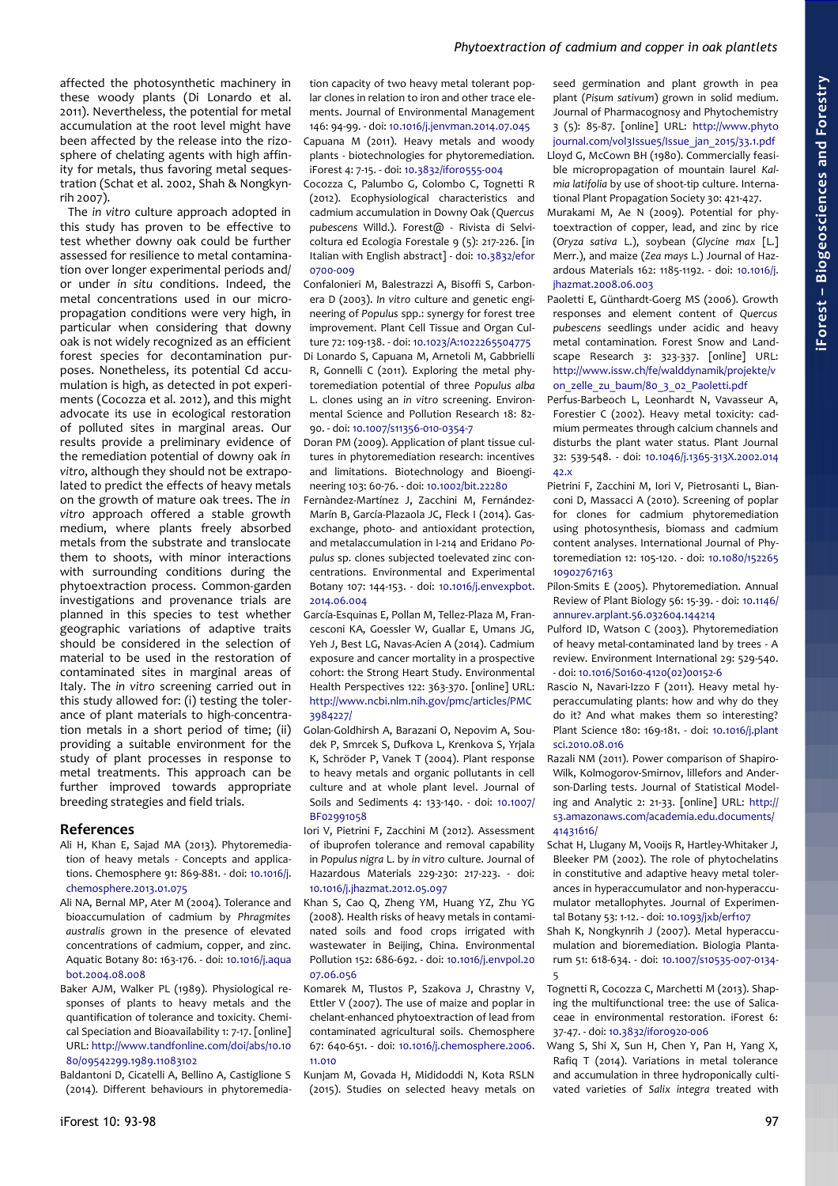affected the photosynthetic machinery in these woody plants (Di Lonardo et al. 2011). Nevertheless, the potential for metal accumulation at the root level might have been affected by the release into the rizosphere of chelating agents with high affinity for metals, thus favoring metal sequestration (Schat et al. 2002, Shah & Nongkynrih 2007).

The *in vitro* culture approach adopted in this study has proven to be effective to test whether downy oak could be further assessed for resilience to metal contamination over longer experimental periods and/or under *in situ* conditions. Indeed, the metal concentrations used in our micropropagation conditions were very high, in particular when considering that downy oak is not widely recognized as an efficient forest species for decontamination purposes. Nonetheless, its potential Cd accumulation is high, as detected in pot experiments (Cocozza et al. 2012), and this might advocate its use in ecological restoration of polluted sites in marginal areas. Our results provide a preliminary evidence of the remediation potential of downy oak *in vitro*, although they should not be extrapolated to predict the effects of heavy metals on the growth of mature oak trees. The *in vitro* approach offered a stable growth medium, where plants freely absorbed metals from the substrate and translocate them to shoots, with minor interactions with surrounding conditions during the phytoextraction process. Common-garden investigations and provenance trials are planned in this species to test whether geographic variations of adaptive traits should be considered in the selection of material to be used in the restoration of contaminated sites in marginal areas of Italy. The *in vitro* screening carried out in this study allowed for: (i) testing the tolerance of plant materials to high-concentration metals in a short period of time; (ii) providing a suitable environment for the study of plant processes in response to metal treatments. This approach can be further improved towards appropriate breeding strategies and field trials.

## References

Ali H, Khan E, Sajad MA (2013). Phytoremediation of heavy metals - Concepts and applications. Chemosphere 91: 869-881. - doi: 10.1016/j.chemosphere.2013.01.075

Ali NA, Bernal MP, Ater M (2004). Tolerance and bioaccumulation of cadmium by *Phragmites australis* grown in the presence of elevated concentrations of cadmium, copper, and zinc. Aquatic Botany 80: 163-176. - doi: 10.1016/j.aquabot.2004.08.008

Baker AJM, Walker PL (1989). Physiological responses of plants to heavy metals and the quantification of tolerance and toxicity. Chemical Speciation and Bioavailability 1: 7-17. [online] URL: http://www.tandfonline.com/doi/abs/10.1080/09542299.1989.11083102

Baldantoni D, Cicatelli A, Bellino A, Castiglione S (2014). Different behaviours in phytoremediation capacity of two heavy metal tolerant poplar clones in relation to iron and other trace elements. Journal of Environmental Management 146: 94-99. - doi: 10.1016/j.jenvman.2014.07.045

Capuana M (2011). Heavy metals and woody plants - biotechnologies for phytoremediation. iForest 4: 7-15. - doi: 10.3832/ifor0555-004

Cocozza C, Palumbo G, Colombo C, Tognetti R (2012). Ecophysiological characteristics and cadmium accumulation in Downy Oak (*Quercus pubescens* Willd.). Forest@ - Rivista di Selvicoltura ed Ecologia Forestale 9 (5): 217-226. [in Italian with English abstract] - doi: 10.3832/efor0700-009

Confalonieri M, Balestrazzi A, Bisoffi S, Carbonera D (2003). *In vitro* culture and genetic engineering of *Populus* spp.: synergy for forest tree improvement. Plant Cell Tissue and Organ Culture 72: 109-138. - doi: 10.1023/A:1022265504775

Di Lonardo S, Capuana M, Arnetoli M, Gabbrielli R, Gonnelli C (2011). Exploring the metal phytoremediation potential of three *Populus alba* L. clones using an *in vitro* screening. Environmental Science and Pollution Research 18: 82-90. - doi: 10.1007/s11356-010-0354-7

Doran PM (2009). Application of plant tissue cultures in phytoremediation research: incentives and limitations. Biotechnology and Bioengineering 103: 60-76. - doi: 10.1002/bit.22280

Fernàndez-Martínez J, Zacchini M, Fernández-Marín B, García-Plazaola JC, Fleck I (2014). Gas-exchange, photo- and antioxidant protection, and metalaccumulation in I-214 and Eridano *Populus* sp. clones subjected toelevated zinc concentrations. Environmental and Experimental Botany 107: 144-153. - doi: 10.1016/j.envexpbot.2014.06.004

García-Esquinas E, Pollan M, Tellez-Plaza M, Francesconi KA, Goessler W, Guallar E, Umans JG, Yeh J, Best LG, Navas-Acien A (2014). Cadmium exposure and cancer mortality in a prospective cohort: the Strong Heart Study. Environmental Health Perspectives 122: 363-370. [online] URL: http://www.ncbi.nlm.nih.gov/pmc/articles/PMC3984227/

Golan-Goldhirsh A, Barazani O, Nepovim A, Soudek P, Smrcek S, Dufkova L, Krenkova S, Yrjala K, Schröder P, Vanek T (2004). Plant response to heavy metals and organic pollutants in cell culture and at whole plant level. Journal of Soils and Sediments 4: 133-140. - doi: 10.1007/BF02991058

Iori V, Pietrini F, Zacchini M (2012). Assessment of ibuprofen tolerance and removal capability in *Populus nigra* L. by *in vitro* culture. Journal of Hazardous Materials 229-230: 217-223. - doi: 10.1016/j.jhazmat.2012.05.097

Khan S, Cao Q, Zheng YM, Huang YZ, Zhu YG (2008). Health risks of heavy metals in contaminated soils and food crops irrigated with wastewater in Beijing, China. Environmental Pollution 152: 686-692. - doi: 10.1016/j.envpol.2007.06.056

Komarek M, Tlustos P, Szakova J, Chrastny V, Ettler V (2007). The use of maize and poplar in chelant-enhanced phytoextraction of lead from contaminated agricultural soils. Chemosphere 67: 640-651. - doi: 10.1016/j.chemosphere.2006.11.010

Kunjam M, Govada H, Mididoddi N, Kota RSLN (2015). Studies on selected heavy metals on seed germination and plant growth in pea plant (*Pisum sativum*) grown in solid medium. Journal of Pharmacognosy and Phytochemistry 3 (5): 85-87. [online] URL: http://www.phytojournal.com/vol3Issue5/Issue_jan_2015/33.1.pdf

Lloyd G, McCown BH (1980). Commercially feasible micropropagation of mountain laurel *Kalmia latifolia* by use of shoot-tip culture. International Plant Propagation Society 30: 421-427.

Murakami M, Ae N (2009). Potential for phytoextraction of copper, lead, and zinc by rice (*Oryza sativa* L.), soybean (*Glycine max* [L.] Merr.), and maize (*Zea mays* L.) Journal of Hazardous Materials 162: 1185-1192. - doi: 10.1016/j.jhazmat.2008.06.003

Paoletti E, Günthardt-Goerg MS (2006). Growth responses and element content of *Quercus pubescens* seedlings under acidic and heavy metal contamination. Forest Snow and Landscape Research 3: 323-337. [online] URL: http://www.issw.ch/fe/walddynamik/projekte/von_zelle_zu_baum/80_3_02_Paoletti.pdf

Perfus-Barbeoch L, Leonhardt N, Vavasseur A, Forestier C (2002). Heavy metal toxicity: cadmium permeates through calcium channels and disturbs the plant water status. Plant Journal 32: 539-548. - doi: 10.1046/j.1365-313X.2002.01442.x

Pietrini F, Zacchini M, Iori V, Pietrosanti L, Bianconi D, Massacci A (2010). Screening of poplar for clones for cadmium phytoremediation using photosynthesis, biomass and cadmium content analyses. International Journal of Phytoremediation 12: 105-120. - doi: 10.1080/15226510902767163

Pilon-Smits E (2005). Phytoremediation. Annual Review of Plant Biology 56: 15-39. - doi: 10.1146/annurev.arplant.56.032604.144214

Pulford ID, Watson C (2003). Phytoremediation of heavy metal-contaminated land by trees - A review. Environment International 29: 529-540. - doi: 10.1016/S0160-4120(02)00152-6

Rascio N, Navari-Izzo F (2011). Heavy metal hyperaccumulating plants: how and why do they do it? And what makes them so interesting? Plant Science 180: 169-181. - doi: 10.1016/j.plantsci.2010.08.016

Razali NM (2011). Power comparison of Shapiro-Wilk, Kolmogorov-Smirnov, lillefors and Anderson-Darling tests. Journal of Statistical Modeling and Analytic 2: 21-33. [online] URL: http://s3.amazonaws.com/academia.edu.documents/41431616/

Schat H, Llugany M, Vooijs R, Hartley-Whitaker J, Bleeker PM (2002). The role of phytochelatins in constitutive and adaptive heavy metal tolerances in hyperaccumulator and non-hyperaccumulator metallophytes. Journal of Experimental Botany 53: 1-12. - doi: 10.1093/jxb/erf107

Shah K, Nongkynrih J (2007). Metal hyperaccumulation and bioremediation. Biologia Plantarum 51: 618-634. - doi: 10.1007/s10535-007-0134-5

Tognetti R, Cocozza C, Marchetti M (2013). Shaping the multifunctional tree: the use of Salicaceae in environmental restoration. iForest 6: 37-47. - doi: 10.3832/ifor0920-006

Wang S, Shi X, Sun H, Chen Y, Pan H, Yang X, Rafiq T (2014). Variations in metal tolerance and accumulation in three hydroponically cultivated varieties of *Salix integra* treated with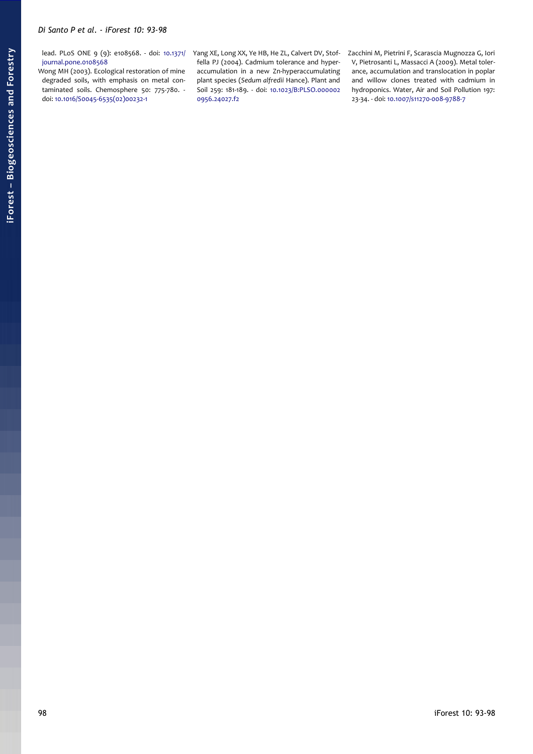lead. PLoS ONE 9 (9): e108568. - doi: 10.1371/journal.pone.0108568

Wong MH (2003). Ecological restoration of mine degraded soils, with emphasis on metal contaminated soils. Chemosphere 50: 775-780. - doi: 10.1016/S0045-6535(02)00232-1

Yang XE, Long XX, Ye HB, He ZL, Calvert DV, Stoffella PJ (2004). Cadmium tolerance and hyperaccumulation in a new Zn-hyperaccumulating plant species (*Sedum alfredii* Hance). Plant and Soil 259: 181-189. - doi: 10.1023/B:PLSO.0000020956.24027.f2

Zacchini M, Pietrini F, Scarascia Mugnozza G, Iori V, Pietrosanti L, Massacci A (2009). Metal tolerance, accumulation and translocation in poplar and willow clones treated with cadmium in hydroponics. Water, Air and Soil Pollution 197: 23-34. - doi: 10.1007/s11270-008-9788-7